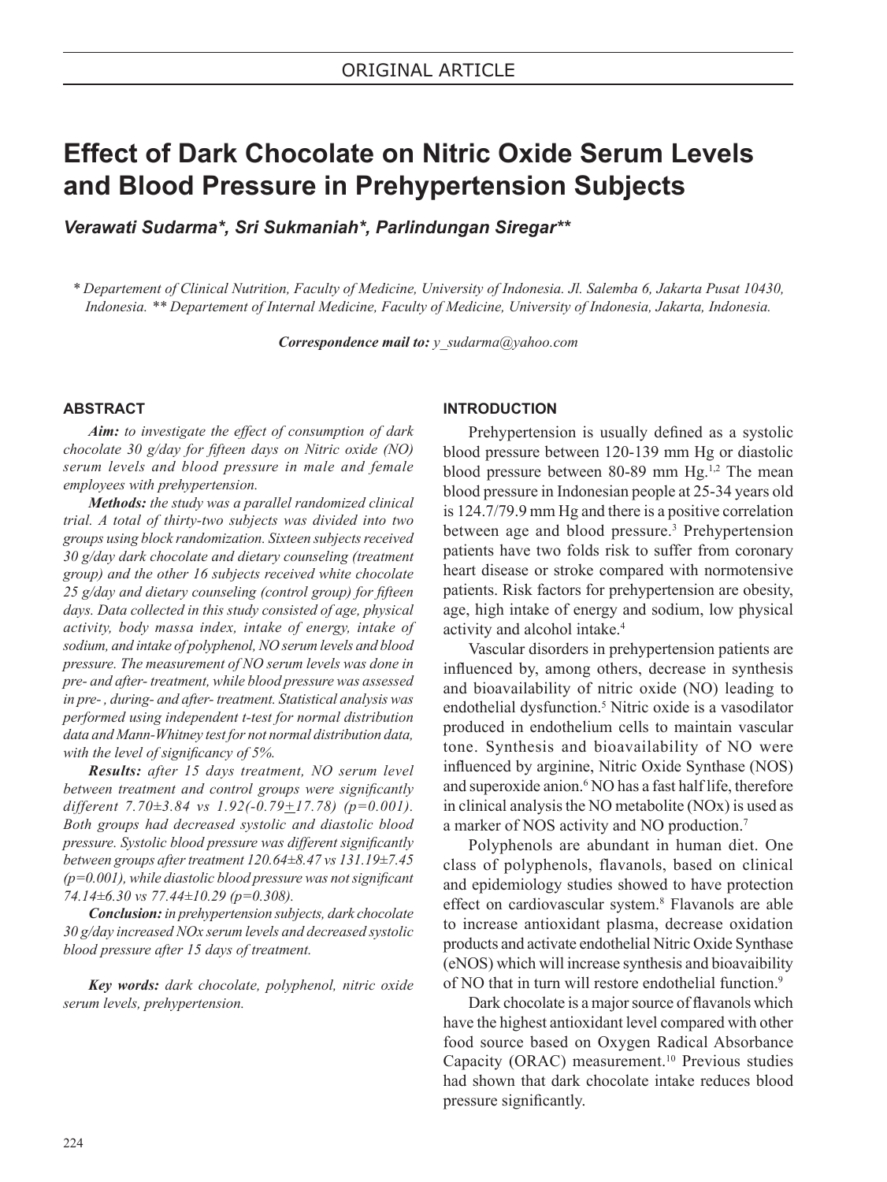ORIGINAL ARTICLE

# Effect of Dark Chocolate on Nitric Oxide Serum Levels and Blood Pressure in Prehypertension Subjects

***Verawati Sudarma\*, Sri Sukmaniah\*, Parlindungan Siregar\*\****

*\* Departement of Clinical Nutrition, Faculty of Medicine, University of Indonesia. Jl. Salemba 6, Jakarta Pusat 10430, Indonesia. \*\* Departement of Internal Medicine, Faculty of Medicine, University of Indonesia, Jakarta, Indonesia.*

***Correspondence mail to:*** *y_sudarma@yahoo.com*

## ABSTRACT

***Aim:*** *to investigate the effect of consumption of dark chocolate 30 g/day for fifteen days on Nitric oxide (NO) serum levels and blood pressure in male and female employees with prehypertension.*

***Methods:*** *the study was a parallel randomized clinical trial. A total of thirty-two subjects was divided into two groups using block randomization. Sixteen subjects received 30 g/day dark chocolate and dietary counseling (treatment group) and the other 16 subjects received white chocolate 25 g/day and dietary counseling (control group) for fifteen days. Data collected in this study consisted of age, physical activity, body massa index, intake of energy, intake of sodium, and intake of polyphenol, NO serum levels and blood pressure. The measurement of NO serum levels was done in pre- and after- treatment, while blood pressure was assessed in pre- , during- and after- treatment. Statistical analysis was performed using independent t-test for normal distribution data and Mann-Whitney test for not normal distribution data, with the level of significancy of 5%.*

***Results:*** *after 15 days treatment, NO serum level between treatment and control groups were significantly different 7.70±3.84 vs 1.92(-0.79±17.78) (p=0.001). Both groups had decreased systolic and diastolic blood pressure. Systolic blood pressure was different significantly between groups after treatment 120.64±8.47 vs 131.19±7.45 (p=0.001), while diastolic blood pressure was not significant 74.14±6.30 vs 77.44±10.29 (p=0.308).*

***Conclusion:*** *in prehypertension subjects, dark chocolate 30 g/day increased NOx serum levels and decreased systolic blood pressure after 15 days of treatment.*

***Key words:*** *dark chocolate, polyphenol, nitric oxide serum levels, prehypertension.*

## INTRODUCTION

Prehypertension is usually defined as a systolic blood pressure between 120-139 mm Hg or diastolic blood pressure between 80-89 mm Hg.[1,2] The mean blood pressure in Indonesian people at 25-34 years old is 124.7/79.9 mm Hg and there is a positive correlation between age and blood pressure.[3] Prehypertension patients have two folds risk to suffer from coronary heart disease or stroke compared with normotensive patients. Risk factors for prehypertension are obesity, age, high intake of energy and sodium, low physical activity and alcohol intake.[4]

Vascular disorders in prehypertension patients are influenced by, among others, decrease in synthesis and bioavailability of nitric oxide (NO) leading to endothelial dysfunction.[5] Nitric oxide is a vasodilator produced in endothelium cells to maintain vascular tone. Synthesis and bioavailability of NO were influenced by arginine, Nitric Oxide Synthase (NOS) and superoxide anion.[6] NO has a fast half life, therefore in clinical analysis the NO metabolite (NOx) is used as a marker of NOS activity and NO production.[7]

Polyphenols are abundant in human diet. One class of polyphenols, flavanols, based on clinical and epidemiology studies showed to have protection effect on cardiovascular system.[8] Flavanols are able to increase antioxidant plasma, decrease oxidation products and activate endothelial Nitric Oxide Synthase (eNOS) which will increase synthesis and bioavaibility of NO that in turn will restore endothelial function.[9]

Dark chocolate is a major source of flavanols which have the highest antioxidant level compared with other food source based on Oxygen Radical Absorbance Capacity (ORAC) measurement.[10] Previous studies had shown that dark chocolate intake reduces blood pressure significantly.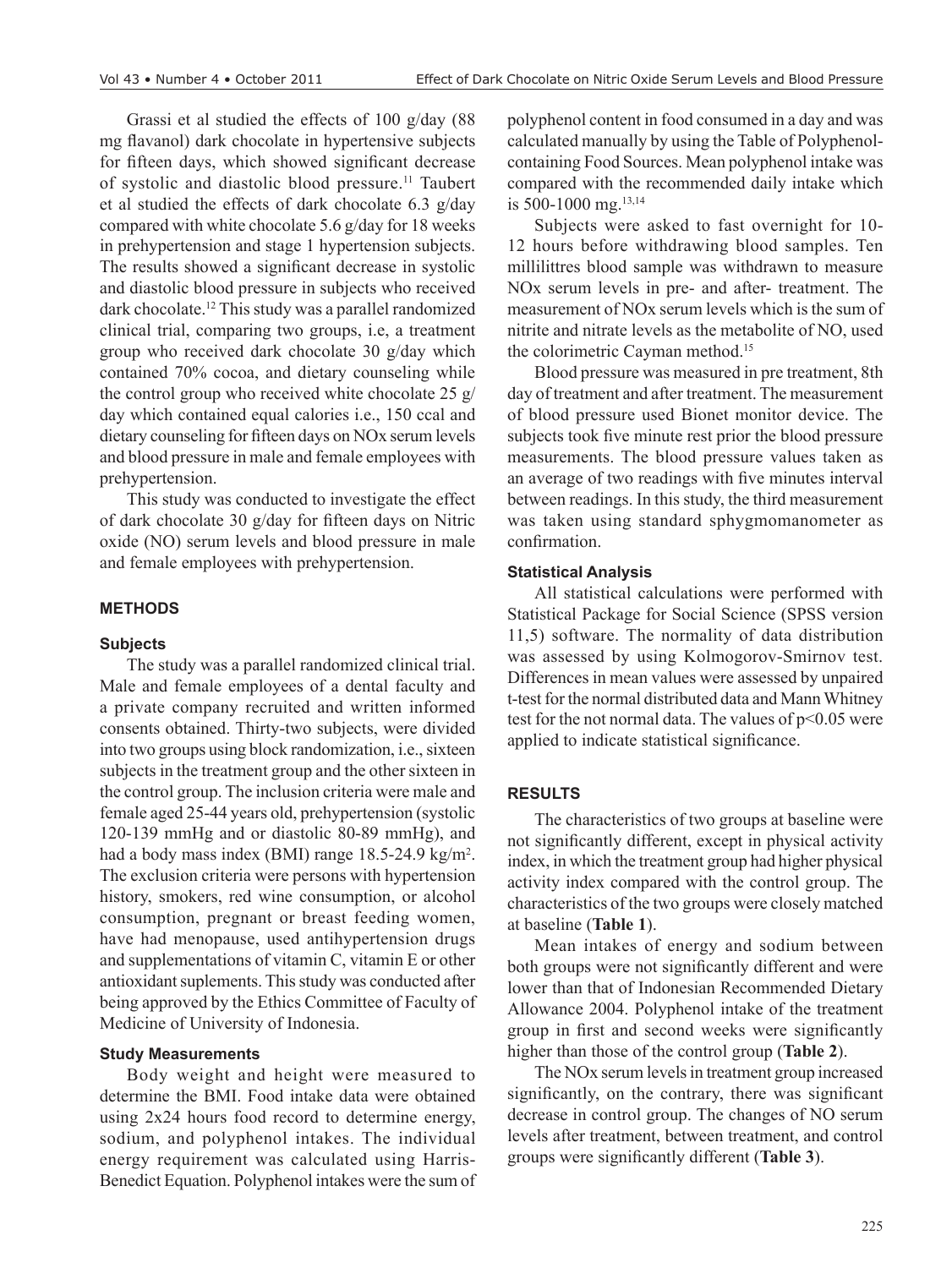Grassi et al studied the effects of 100 g/day (88 mg flavanol) dark chocolate in hypertensive subjects for fifteen days, which showed significant decrease of systolic and diastolic blood pressure.[11] Taubert et al studied the effects of dark chocolate 6.3 g/day compared with white chocolate 5.6 g/day for 18 weeks in prehypertension and stage 1 hypertension subjects. The results showed a significant decrease in systolic and diastolic blood pressure in subjects who received dark chocolate.[12] This study was a parallel randomized clinical trial, comparing two groups, i.e, a treatment group who received dark chocolate 30 g/day which contained 70% cocoa, and dietary counseling while the control group who received white chocolate 25 g/day which contained equal calories i.e., 150 ccal and dietary counseling for fifteen days on NOx serum levels and blood pressure in male and female employees with prehypertension.

This study was conducted to investigate the effect of dark chocolate 30 g/day for fifteen days on Nitric oxide (NO) serum levels and blood pressure in male and female employees with prehypertension.

## METHODS

### Subjects

The study was a parallel randomized clinical trial. Male and female employees of a dental faculty and a private company recruited and written informed consents obtained. Thirty-two subjects, were divided into two groups using block randomization, i.e., sixteen subjects in the treatment group and the other sixteen in the control group. The inclusion criteria were male and female aged 25-44 years old, prehypertension (systolic 120-139 mmHg and or diastolic 80-89 mmHg), and had a body mass index (BMI) range 18.5-24.9 kg/m$^2$. The exclusion criteria were persons with hypertension history, smokers, red wine consumption, or alcohol consumption, pregnant or breast feeding women, have had menopause, used antihypertension drugs and supplementations of vitamin C, vitamin E or other antioxidant suplements. This study was conducted after being approved by the Ethics Committee of Faculty of Medicine of University of Indonesia.

### Study Measurements

Body weight and height were measured to determine the BMI. Food intake data were obtained using 2x24 hours food record to determine energy, sodium, and polyphenol intakes. The individual energy requirement was calculated using Harris-Benedict Equation. Polyphenol intakes were the sum of polyphenol content in food consumed in a day and was calculated manually by using the Table of Polyphenol-containing Food Sources. Mean polyphenol intake was compared with the recommended daily intake which is 500-1000 mg.[13,14]

Subjects were asked to fast overnight for 10-12 hours before withdrawing blood samples. Ten millilittres blood sample was withdrawn to measure NOx serum levels in pre- and after- treatment. The measurement of NOx serum levels which is the sum of nitrite and nitrate levels as the metabolite of NO, used the colorimetric Cayman method.[15]

Blood pressure was measured in pre treatment, 8th day of treatment and after treatment. The measurement of blood pressure used Bionet monitor device. The subjects took five minute rest prior the blood pressure measurements. The blood pressure values taken as an average of two readings with five minutes interval between readings. In this study, the third measurement was taken using standard sphygmomanometer as confirmation.

### Statistical Analysis

All statistical calculations were performed with Statistical Package for Social Science (SPSS version 11,5) software. The normality of data distribution was assessed by using Kolmogorov-Smirnov test. Differences in mean values were assessed by unpaired t-test for the normal distributed data and Mann Whitney test for the not normal data. The values of $p<0.05$ were applied to indicate statistical significance.

## RESULTS

The characteristics of two groups at baseline were not significantly different, except in physical activity index, in which the treatment group had higher physical activity index compared with the control group. The characteristics of the two groups were closely matched at baseline (**Table 1**).

Mean intakes of energy and sodium between both groups were not significantly different and were lower than that of Indonesian Recommended Dietary Allowance 2004. Polyphenol intake of the treatment group in first and second weeks were significantly higher than those of the control group (**Table 2**).

The NOx serum levels in treatment group increased significantly, on the contrary, there was significant decrease in control group. The changes of NO serum levels after treatment, between treatment, and control groups were significantly different (**Table 3**).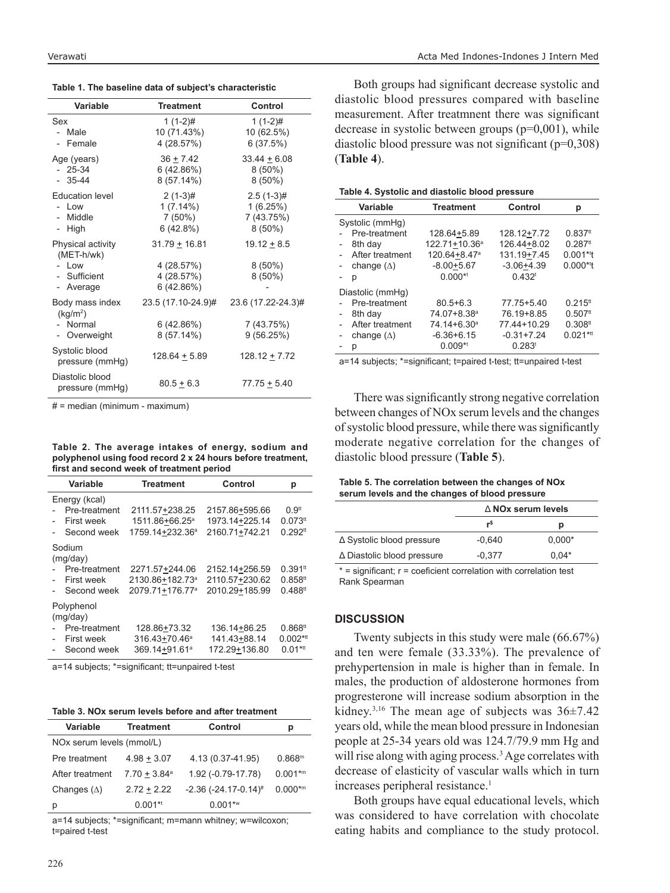**Table 1. The baseline data of subject's characteristic**

| Variable | Treatment | Control |
|---|---|---|
| Sex | 1 (1-2)# | 1 (1-2)# |
| - Male | 10 (71.43%) | 10 (62.5%) |
| - Female | 4 (28.57%) | 6 (37.5%) |
| Age (years) | 36 + 7.42 | 33.44 + 6.08 |
| - 25-34 | 6 (42.86%) | 8 (50%) |
| - 35-44 | 8 (57.14%) | 8 (50%) |
| Education level | 2 (1-3)# | 2.5 (1-3)# |
| - Low | 1 (7.14%) | 1 (6.25%) |
| - Middle | 7 (50%) | 7 (43.75%) |
| - High | 6 (42.8%) | 8 (50%) |
| Physical activity (MET-h/wk) | 31.79 + 16.81 | 19.12 + 8.5 |
| - Low | 4 (28.57%) | 8 (50%) |
| - Sufficient | 4 (28.57%) | 8 (50%) |
| - Average | 6 (42.86%) | - |
| Body mass index (kg/m$^2$) | 23.5 (17.10-24.9)# | 23.6 (17.22-24.3)# |
| - Normal | 6 (42.86%) | 7 (43.75%) |
| - Overweight | 8 (57.14%) | 9 (56.25%) |
| Systolic blood pressure (mmHg) | 128.64 + 5.89 | 128.12 + 7.72 |
| Diastolic blood pressure (mmHg) | 80.5 + 6.3 | 77.75 + 5.40 |

# = median (minimum - maximum)

**Table 2. The average intakes of energy, sodium and polyphenol using food record 2 x 24 hours before treatment, first and second week of treatment period**

| Variable | Treatment | Control | p |
|---|---|---|---|
| Energy (kcal) | | | |
| - Pre-treatment | 2111.57+238.25 | 2157.86+595.66 | 0.9[tt] |
| - First week | 1511.86+66.25[a] | 1973.14+225.14 | 0.073[tt] |
| - Second week | 1759.14+232.36[a] | 2160.71+742.21 | 0.292[tt] |
| Sodium (mg/day) | | | |
| - Pre-treatment | 2271.57+244.06 | 2152.14+256.59 | 0.391[tt] |
| - First week | 2130.86+182.73[a] | 2110.57+230.62 | 0.858[tt] |
| - Second week | 2079.71+176.77[a] | 2010.29+185.99 | 0.488[tt] |
| Polyphenol (mg/day) | | | |
| - Pre-treatment | 128.86+73.32 | 136.14+86.25 | 0.868[tt] |
| - First week | 316.43+70.46[a] | 141.43+88.14 | 0.002*[tt] |
| - Second week | 369.14+91.61[a] | 172.29+136.80 | 0.01*[tt] |

a=14 subjects; *=significant; tt=unpaired t-test

**Table 3. NOx serum levels before and after treatment**

| Variable | Treatment | Control | p |
|---|---|---|---|
| NOx serum levels (mmol/L) | | | |
| Pre treatment | 4.98 + 3.07 | 4.13 (0.37-41.95) | 0.868[m] |
| After treatment | 7.70 + 3.84[a] | 1.92 (-0.79-17.78) | 0.001*[m] |
| Changes (Δ) | 2.72 + 2.22 | -2.36 (-24.17-0.14)[#] | 0.000*[m] |
| p | 0.001*[t] | 0.001*[w] | |

a=14 subjects; *=significant; m=mann whitney; w=wilcoxon; t=paired t-test

Both groups had significant decrease systolic and diastolic blood pressures compared with baseline measurement. After treatmnent there was significant decrease in systolic between groups (p=0,001), while diastolic blood pressure was not significant (p=0,308) (**Table 4**).

**Table 4. Systolic and diastolic blood pressure**

| Variable | Treatment | Control | p |
|---|---|---|---|
| Systolic (mmHg) | | | |
| - Pre-treatment | 128.64+5.89 | 128.12+7.72 | 0.837[tt] |
| - 8th day | 122.71+10.36[a] | 126.44+8.02 | 0.287[tt] |
| - After treatment | 120.64+8.47[a] | 131.19+7.45 | 0.001*[t]t |
| - change (Δ) | -8.00+5.67 | -3.06+4.39 | 0.000*[t]t |
| - p | 0.000*[t] | 0.432[t] | |
| Diastolic (mmHg) | | | |
| - Pre-treatment | 80.5+6.3 | 77.75+5.40 | 0.215[tt] |
| - 8th day | 74.07+8.38[a] | 76.19+8.85 | 0.507[tt] |
| - After treatment | 74.14+6.30[a] | 77.44+10.29 | 0.308[tt] |
| - change (Δ) | -6.36+6.15 | -0.31+7.24 | 0.021*[tt] |
| - p | 0.009*[t] | 0.283[t] | |

a=14 subjects; *=significant; t=paired t-test; tt=unpaired t-test

There was significantly strong negative correlation between changes of NOx serum levels and the changes of systolic blood pressure, while there was significantly moderate negative correlation for the changes of diastolic blood pressure (**Table 5**).

**Table 5. The correlation between the changes of NOx serum levels and the changes of blood pressure**

| | Δ NOx serum levels | |
|---|---|---|
| | r[$] | p |
| Δ Systolic blood pressure | -0,640 | 0,000* |
| Δ Diastolic blood pressure | -0,377 | 0,04* |

* = significant; r = coeficient correlation with correlation test Rank Spearman

## DISCUSSION

Twenty subjects in this study were male (66.67%) and ten were female (33.33%). The prevalence of prehypertension in male is higher than in female. In males, the production of aldosterone hormones from progresterone will increase sodium absorption in the kidney.[3,16] The mean age of subjects was 36±7.42 years old, while the mean blood pressure in Indonesian people at 25-34 years old was 124.7/79.9 mm Hg and will rise along with aging process.[3] Age correlates with decrease of elasticity of vascular walls which in turn increases peripheral resistance.[1]

Both groups have equal educational levels, which was considered to have correlation with chocolate eating habits and compliance to the study protocol.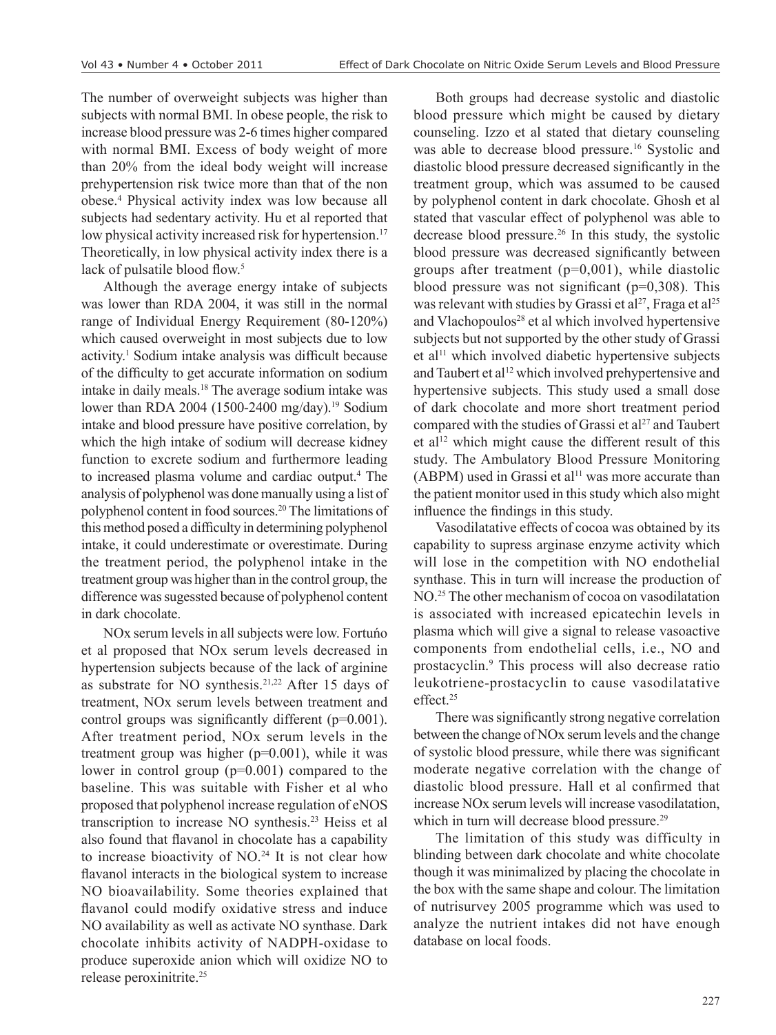The number of overweight subjects was higher than subjects with normal BMI. In obese people, the risk to increase blood pressure was 2-6 times higher compared with normal BMI. Excess of body weight of more than 20% from the ideal body weight will increase prehypertension risk twice more than that of the non obese.[4] Physical activity index was low because all subjects had sedentary activity. Hu et al reported that low physical activity increased risk for hypertension.[17] Theoretically, in low physical activity index there is a lack of pulsatile blood flow.[5]

Although the average energy intake of subjects was lower than RDA 2004, it was still in the normal range of Individual Energy Requirement (80-120%) which caused overweight in most subjects due to low activity.[1] Sodium intake analysis was difficult because of the difficulty to get accurate information on sodium intake in daily meals.[18] The average sodium intake was lower than RDA 2004 (1500-2400 mg/day).[19] Sodium intake and blood pressure have positive correlation, by which the high intake of sodium will decrease kidney function to excrete sodium and furthermore leading to increased plasma volume and cardiac output.[4] The analysis of polyphenol was done manually using a list of polyphenol content in food sources.[20] The limitations of this method posed a difficulty in determining polyphenol intake, it could underestimate or overestimate. During the treatment period, the polyphenol intake in the treatment group was higher than in the control group, the difference was sugessted because of polyphenol content in dark chocolate.

NOx serum levels in all subjects were low. Fortuńo et al proposed that NOx serum levels decreased in hypertension subjects because of the lack of arginine as substrate for NO synthesis.[21,22] After 15 days of treatment, NOx serum levels between treatment and control groups was significantly different (p=0.001). After treatment period, NOx serum levels in the treatment group was higher (p=0.001), while it was lower in control group (p=0.001) compared to the baseline. This was suitable with Fisher et al who proposed that polyphenol increase regulation of eNOS transcription to increase NO synthesis.[23] Heiss et al also found that flavanol in chocolate has a capability to increase bioactivity of NO.[24] It is not clear how flavanol interacts in the biological system to increase NO bioavailability. Some theories explained that flavanol could modify oxidative stress and induce NO availability as well as activate NO synthase. Dark chocolate inhibits activity of NADPH-oxidase to produce superoxide anion which will oxidize NO to release peroxinitrite.[25]

Both groups had decrease systolic and diastolic blood pressure which might be caused by dietary counseling. Izzo et al stated that dietary counseling was able to decrease blood pressure.[16] Systolic and diastolic blood pressure decreased significantly in the treatment group, which was assumed to be caused by polyphenol content in dark chocolate. Ghosh et al stated that vascular effect of polyphenol was able to decrease blood pressure.[26] In this study, the systolic blood pressure was decreased significantly between groups after treatment (p=0,001), while diastolic blood pressure was not significant (p=0,308). This was relevant with studies by Grassi et al[27], Fraga et al[25] and Vlachopoulos[28] et al which involved hypertensive subjects but not supported by the other study of Grassi et al[11] which involved diabetic hypertensive subjects and Taubert et al[12] which involved prehypertensive and hypertensive subjects. This study used a small dose of dark chocolate and more short treatment period compared with the studies of Grassi et al[27] and Taubert et al[12] which might cause the different result of this study. The Ambulatory Blood Pressure Monitoring (ABPM) used in Grassi et al[11] was more accurate than the patient monitor used in this study which also might influence the findings in this study.

Vasodilatative effects of cocoa was obtained by its capability to supress arginase enzyme activity which will lose in the competition with NO endothelial synthase. This in turn will increase the production of NO.[25] The other mechanism of cocoa on vasodilatation is associated with increased epicatechin levels in plasma which will give a signal to release vasoactive components from endothelial cells, i.e., NO and prostacyclin.[9] This process will also decrease ratio leukotriene-prostacyclin to cause vasodilatative effect.[25]

There was significantly strong negative correlation between the change of NOx serum levels and the change of systolic blood pressure, while there was significant moderate negative correlation with the change of diastolic blood pressure. Hall et al confirmed that increase NOx serum levels will increase vasodilatation, which in turn will decrease blood pressure.[29]

The limitation of this study was difficulty in blinding between dark chocolate and white chocolate though it was minimalized by placing the chocolate in the box with the same shape and colour. The limitation of nutrisurvey 2005 programme which was used to analyze the nutrient intakes did not have enough database on local foods.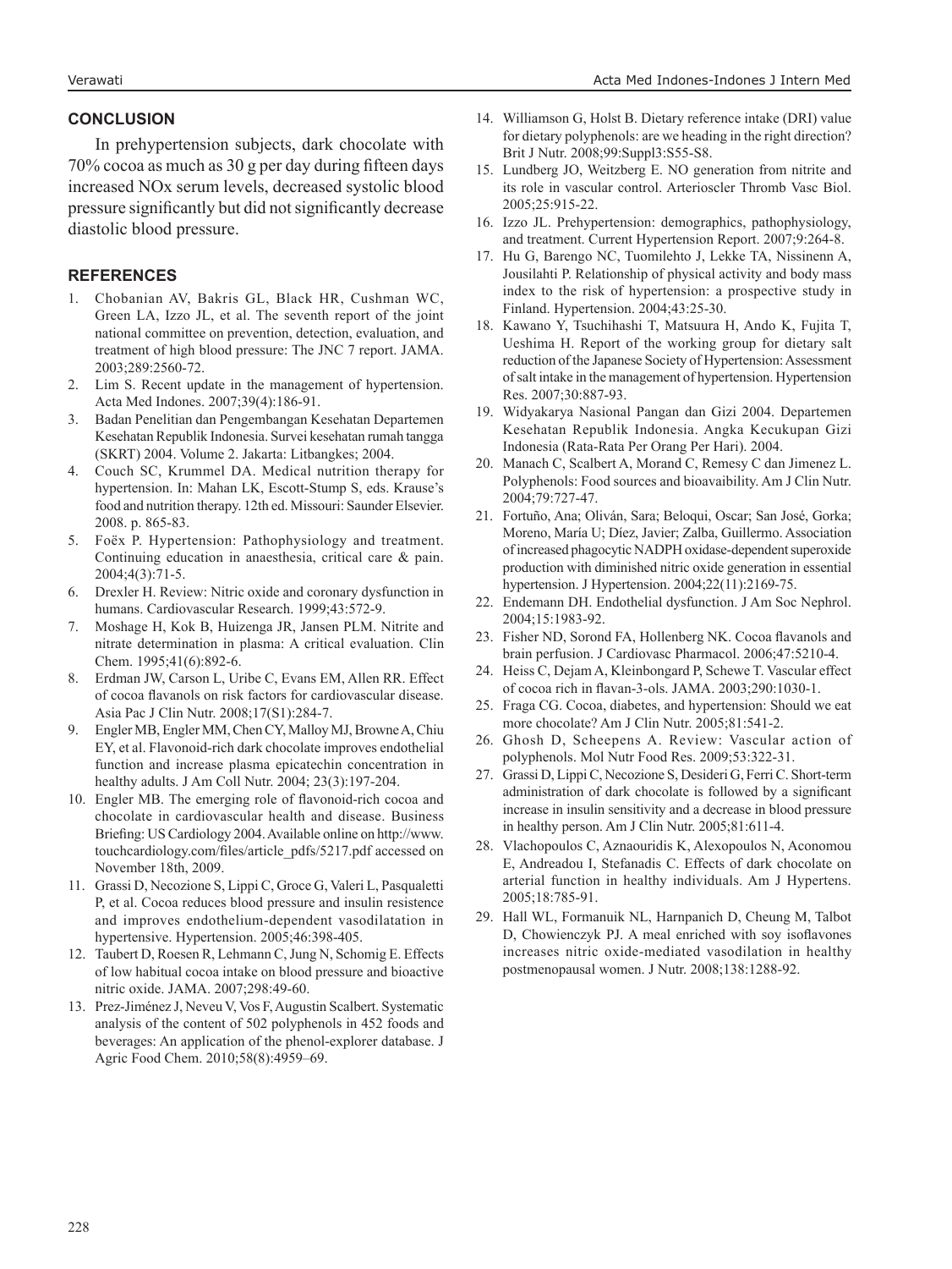## CONCLUSION

In prehypertension subjects, dark chocolate with 70% cocoa as much as 30 g per day during fifteen days increased NOx serum levels, decreased systolic blood pressure significantly but did not significantly decrease diastolic blood pressure.

## REFERENCES

1. Chobanian AV, Bakris GL, Black HR, Cushman WC, Green LA, Izzo JL, et al. The seventh report of the joint national committee on prevention, detection, evaluation, and treatment of high blood pressure: The JNC 7 report. JAMA. 2003;289:2560-72.
2. Lim S. Recent update in the management of hypertension. Acta Med Indones. 2007;39(4):186-91.
3. Badan Penelitian dan Pengembangan Kesehatan Departemen Kesehatan Republik Indonesia. Survei kesehatan rumah tangga (SKRT) 2004. Volume 2. Jakarta: Litbangkes; 2004.
4. Couch SC, Krummel DA. Medical nutrition therapy for hypertension. In: Mahan LK, Escott-Stump S, eds. Krause's food and nutrition therapy. 12th ed. Missouri: Saunder Elsevier. 2008. p. 865-83.
5. Foëx P. Hypertension: Pathophysiology and treatment. Continuing education in anaesthesia, critical care & pain. 2004;4(3):71-5.
6. Drexler H. Review: Nitric oxide and coronary dysfunction in humans. Cardiovascular Research. 1999;43:572-9.
7. Moshage H, Kok B, Huizenga JR, Jansen PLM. Nitrite and nitrate determination in plasma: A critical evaluation. Clin Chem. 1995;41(6):892-6.
8. Erdman JW, Carson L, Uribe C, Evans EM, Allen RR. Effect of cocoa flavanols on risk factors for cardiovascular disease. Asia Pac J Clin Nutr. 2008;17(S1):284-7.
9. Engler MB, Engler MM, Chen CY, Malloy MJ, Browne A, Chiu EY, et al. Flavonoid-rich dark chocolate improves endothelial function and increase plasma epicatechin concentration in healthy adults. J Am Coll Nutr. 2004; 23(3):197-204.
10. Engler MB. The emerging role of flavonoid-rich cocoa and chocolate in cardiovascular health and disease. Business Briefing: US Cardiology 2004. Available online on http://www.touchcardiology.com/files/article_pdfs/5217.pdf accessed on November 18th, 2009.
11. Grassi D, Necozione S, Lippi C, Groce G, Valeri L, Pasqualetti P, et al. Cocoa reduces blood pressure and insulin resistence and improves endothelium-dependent vasodilatation in hypertensive. Hypertension. 2005;46:398-405.
12. Taubert D, Roesen R, Lehmann C, Jung N, Schomig E. Effects of low habitual cocoa intake on blood pressure and bioactive nitric oxide. JAMA. 2007;298:49-60.
13. Prez-Jiménez J, Neveu V, Vos F, Augustin Scalbert. Systematic analysis of the content of 502 polyphenols in 452 foods and beverages: An application of the phenol-explorer database. J Agric Food Chem. 2010;58(8):4959–69.
14. Williamson G, Holst B. Dietary reference intake (DRI) value for dietary polyphenols: are we heading in the right direction? Brit J Nutr. 2008;99:Suppl3:S55-S8.
15. Lundberg JO, Weitzberg E. NO generation from nitrite and its role in vascular control. Arterioscler Thromb Vasc Biol. 2005;25:915-22.
16. Izzo JL. Prehypertension: demographics, pathophysiology, and treatment. Current Hypertension Report. 2007;9:264-8.
17. Hu G, Barengo NC, Tuomilehto J, Lekke TA, Nissinenn A, Jousilahti P. Relationship of physical activity and body mass index to the risk of hypertension: a prospective study in Finland. Hypertension. 2004;43:25-30.
18. Kawano Y, Tsuchihashi T, Matsuura H, Ando K, Fujita T, Ueshima H. Report of the working group for dietary salt reduction of the Japanese Society of Hypertension: Assessment of salt intake in the management of hypertension. Hypertension Res. 2007;30:887-93.
19. Widyakarya Nasional Pangan dan Gizi 2004. Departemen Kesehatan Republik Indonesia. Angka Kecukupan Gizi Indonesia (Rata-Rata Per Orang Per Hari). 2004.
20. Manach C, Scalbert A, Morand C, Remesy C dan Jimenez L. Polyphenols: Food sources and bioavaibility. Am J Clin Nutr. 2004;79:727-47.
21. Fortuño, Ana; Oliván, Sara; Beloqui, Oscar; San José, Gorka; Moreno, María U; Díez, Javier; Zalba, Guillermo. Association of increased phagocytic NADPH oxidase-dependent superoxide production with diminished nitric oxide generation in essential hypertension. J Hypertension. 2004;22(11):2169-75.
22. Endemann DH. Endothelial dysfunction. J Am Soc Nephrol. 2004;15:1983-92.
23. Fisher ND, Sorond FA, Hollenberg NK. Cocoa flavanols and brain perfusion. J Cardiovasc Pharmacol. 2006;47:5210-4.
24. Heiss C, Dejam A, Kleinbongard P, Schewe T. Vascular effect of cocoa rich in flavan-3-ols. JAMA. 2003;290:1030-1.
25. Fraga CG. Cocoa, diabetes, and hypertension: Should we eat more chocolate? Am J Clin Nutr. 2005;81:541-2.
26. Ghosh D, Scheepens A. Review: Vascular action of polyphenols. Mol Nutr Food Res. 2009;53:322-31.
27. Grassi D, Lippi C, Necozione S, Desideri G, Ferri C. Short-term administration of dark chocolate is followed by a significant increase in insulin sensitivity and a decrease in blood pressure in healthy person. Am J Clin Nutr. 2005;81:611-4.
28. Vlachopoulos C, Aznaouridis K, Alexopoulos N, Aconomou E, Andreadou I, Stefanadis C. Effects of dark chocolate on arterial function in healthy individuals. Am J Hypertens. 2005;18:785-91.
29. Hall WL, Formanuik NL, Harnpanich D, Cheung M, Talbot D, Chowienczyk PJ. A meal enriched with soy isoflavones increases nitric oxide-mediated vasodilation in healthy postmenopausal women. J Nutr. 2008;138:1288-92.